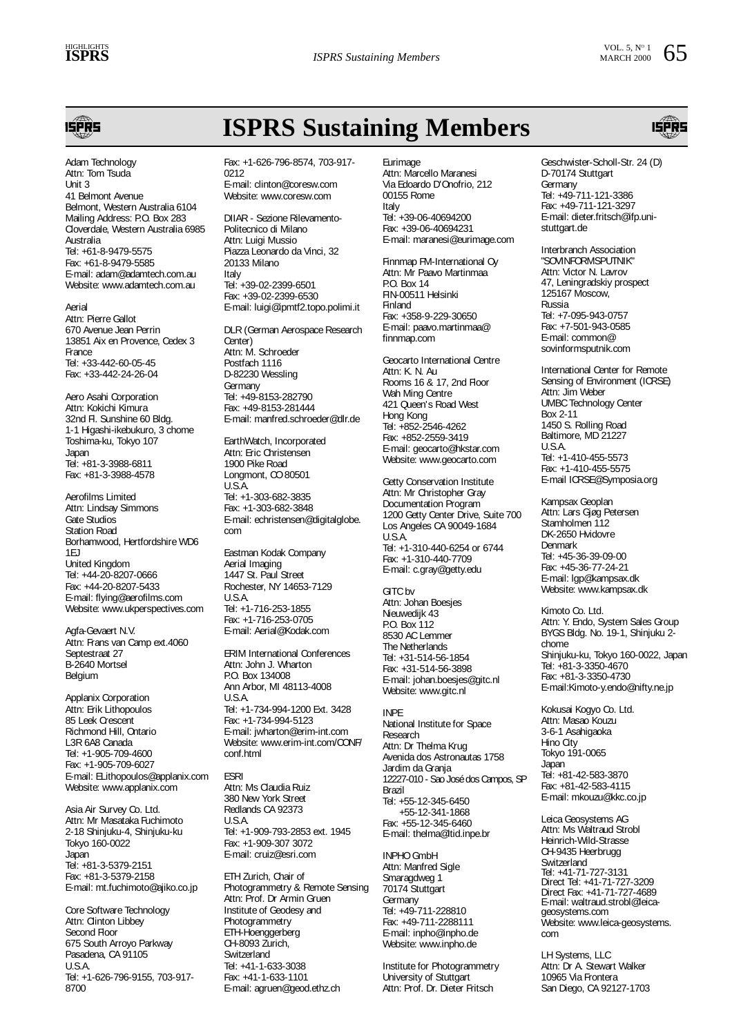# ISPRS Sustaining Members

Adam Technology
Attn: Tom Tsuda
Unit 3
41 Belmont Avenue
Belmont, Western Australia 6104
Mailing Address: P.O. Box 283
Cloverdale, Western Australia 6985
Australia
Tel: +61-8-9479-5575
Fax: +61-8-9479-5585
E-mail: adam@adamtech.com.au
Website: www.adamtech.com.au

Aerial
Attn: Pierre Gallot
670 Avenue Jean Perrin
13851 Aix en Provence, Cedex 3
France
Tel: +33-442-60-05-45
Fax: +33-442-24-26-04

Aero Asahi Corporation
Attn: Kokichi Kimura
32nd Fl. Sunshine 60 Bldg.
1-1 Higashi-ikebukuro, 3 chome
Toshima-ku, Tokyo 107
Japan
Tel: +81-3-3988-6811
Fax: +81-3-3988-4578

Aerofilms Limited
Attn: Lindsay Simmons
Gate Studios
Station Road
Borhamwood, Hertfordshire WD6 1EJ
United Kingdom
Tel: +44-20-8207-0666
Fax: +44-20-8207-5433
E-mail: flying@aerofilms.com
Website: www.ukperspectives.com

Agfa-Gevaert N.V.
Attn: Frans van Camp ext.4060
Septestraat 27
B-2640 Mortsel
Belgium

Applanix Corporation
Attn: Erik Lithopoulos
85 Leek Crescent
Richmond Hill, Ontario
L3R 6A8 Canada
Tel: +1-905-709-4600
Fax: +1-905-709-6027
E-mail: ELithopoulos@applanix.com
Website: www.applanix.com

Asia Air Survey Co. Ltd.
Attn: Mr Masataka Fuchimoto
2-18 Shinjuku-4, Shinjuku-ku
Tokyo 160-0022
Japan
Tel: +81-3-5379-2151
Fax: +81-3-5379-2158
E-mail: mt.fuchimoto@ajiko.co.jp

Core Software Technology
Attn: Clinton Libbey
Second Floor
675 South Arroyo Parkway
Pasadena, CA 91105
U.S.A.
Tel: +1-626-796-9155, 703-917-8700
Fax: +1-626-796-8574, 703-917-0212
E-mail: clinton@coresw.com
Website: www.coresw.com

DIIAR - Sezione Rilevamento-Politecnico di Milano
Attn: Luigi Mussio
Piazza Leonardo da Vinci, 32
20133 Milano
Italy
Tel: +39-02-2399-6501
Fax: +39-02-2399-6530
E-mail: luigi@ipmtf2.topo.polimi.it

DLR (German Aerospace Research Center)
Attn: M. Schroeder
Postfach 1116
D-82230 Wessling
Germany
Tel: +49-8153-282790
Fax: +49-8153-281444
E-mail: manfred.schroeder@dlr.de

EarthWatch, Incorporated
Attn: Eric Christensen
1900 Pike Road
Longmont, CO 80501
U.S.A.
Tel: +1-303-682-3835
Fax: +1-303-682-3848
E-mail: echristensen@digitalglobe.com

Eastman Kodak Company
Aerial Imaging
1447 St. Paul Street
Rochester, NY 14653-7129
U.S.A.
Tel: +1-716-253-1855
Fax: +1-716-253-0705
E-mail: Aerial@Kodak.com

ERIM International Conferences
Attn: John J. Wharton
P.O. Box 134008
Ann Arbor, MI 48113-4008
U.S.A.
Tel: +1-734-994-1200 Ext. 3428
Fax: +1-734-994-5123
E-mail: jwharton@erim-int.com
Website: www.erim-int.com/CONF/conf.html

ESRI
Attn: Ms Claudia Ruiz
380 New York Street
Redlands CA 92373
U.S.A.
Tel: +1-909-793-2853 ext. 1945
Fax: +1-909-307 3072
E-mail: cruiz@esri.com

ETH Zurich, Chair of Photogrammetry & Remote Sensing
Attn: Prof. Dr Armin Gruen
Institute of Geodesy and Photogrammetry
ETH-Hoenggerberg
CH-8093 Zurich,
Switzerland
Tel: +41-1-633-3038
Fax: +41-1-633-1101
E-mail: agruen@geod.ethz.ch

Eurimage
Attn: Marcello Maranesi
Via Edoardo D'Onofrio, 212
00155 Rome
Italy
Tel: +39-06-40694200
Fax: +39-06-40694231
E-mail: maranesi@eurimage.com

Finnmap FM-International Oy
Attn: Mr Paavo Martinmaa
P.O. Box 14
FIN-00511 Helsinki
Finland
Fax: +358-9-229-30650
E-mail: paavo.martinmaa@finnmap.com

Geocarto International Centre
Attn: K. N. Au
Rooms 16 & 17, 2nd Floor
Wah Ming Centre
421 Queen's Road West
Hong Kong
Tel: +852-2546-4262
Fax: +852-2559-3419
E-mail: geocarto@hkstar.com
Website: www.geocarto.com

Getty Conservation Institute
Attn: Mr Christopher Gray
Documentation Program
1200 Getty Center Drive, Suite 700
Los Angeles CA 90049-1684
U.S.A.
Tel: +1-310-440-6254 or 6744
Fax: +1-310-440-7709
E-mail: c.gray@getty.edu

GITC bv
Attn: Johan Boesjes
Nieuwedijk 43
P.O. Box 112
8530 AC Lemmer
The Netherlands
Tel: +31-514-56-1854
Fax: +31-514-56-3898
E-mail: johan.boesjes@gitc.nl
Website: www.gitc.nl

INPE
National Institute for Space Research
Attn: Dr Thelma Krug
Avenida dos Astronautas 1758
Jardim da Granja
12227-010 - Sao José dos Campos, SP
Brazil
Tel: +55-12-345-6450
+55-12-341-1868
Fax: +55-12-345-6460
E-mail: thelma@ltid.inpe.br

INPHO GmbH
Attn: Manfred Sigle
Smaragdweg 1
70174 Stuttgart
Germany
Tel: +49-711-228810
Fax: +49-711-2288111
E-mail: inpho@inpho.de
Website: www.inpho.de

Institute for Photogrammetry
University of Stuttgart
Attn: Prof. Dr. Dieter Fritsch
Geschwister-Scholl-Str. 24 (D)
D-70174 Stuttgart
Germany
Tel: +49-711-121-3386
Fax: +49-711-121-3297
E-mail: dieter.fritsch@ifp.uni-stuttgart.de

Interbranch Association "SOVINFORMSPUTNIK"
Attn: Victor N. Lavrov
47, Leningradskiy prospect
125167 Moscow,
Russia
Tel: +7-095-943-0757
Fax: +7-501-943-0585
E-mail: common@sovinformsputnik.com

International Center for Remote Sensing of Environment (ICRSE)
Attn: Jim Weber
UMBC Technology Center
Box 2-11
1450 S. Rolling Road
Baltimore, MD 21227
U.S.A.
Tel: +1-410-455-5573
Fax: +1-410-455-5575
E-mail ICRSE@Symposia.org

Kampsax Geoplan
Attn: Lars Gjøg Petersen
Stamholmen 112
DK-2650 Hvidovre
Denmark
Tel: +45-36-39-09-00
Fax: +45-36-77-24-21
E-mail: lgp@kampsax.dk
Website: www.kampsax.dk

Kimoto Co. Ltd.
Attn: Y. Endo, System Sales Group
BYGS Bldg. No. 19-1, Shinjuku 2-chome
Shinjuku-ku, Tokyo 160-0022, Japan
Tel: +81-3-3350-4670
Fax: +81-3-3350-4730
E-mail:Kimoto-y.endo@nifty.ne.jp

Kokusai Kogyo Co. Ltd.
Attn: Masao Kouzu
3-6-1 Asahigaoka
Hino City
Tokyo 191-0065
Japan
Tel: +81-42-583-3870
Fax: +81-42-583-4115
E-mail: mkouzu@kkc.co.jp

Leica Geosystems AG
Attn: Ms Waltraud Strobl
Heinrich-Wild-Strasse
CH-9435 Heerbrugg
Switzerland
Tel: +41-71-727-3131
Direct Tel: +41-71-727-3209
Direct Fax: +41-71-727-4689
E-mail: waltraud.strobl@leica-geosystems.com
Website: www.leica-geosystems.com

LH Systems, LLC
Attn: Dr A. Stewart Walker
10965 Via Frontera
San Diego, CA 92127-1703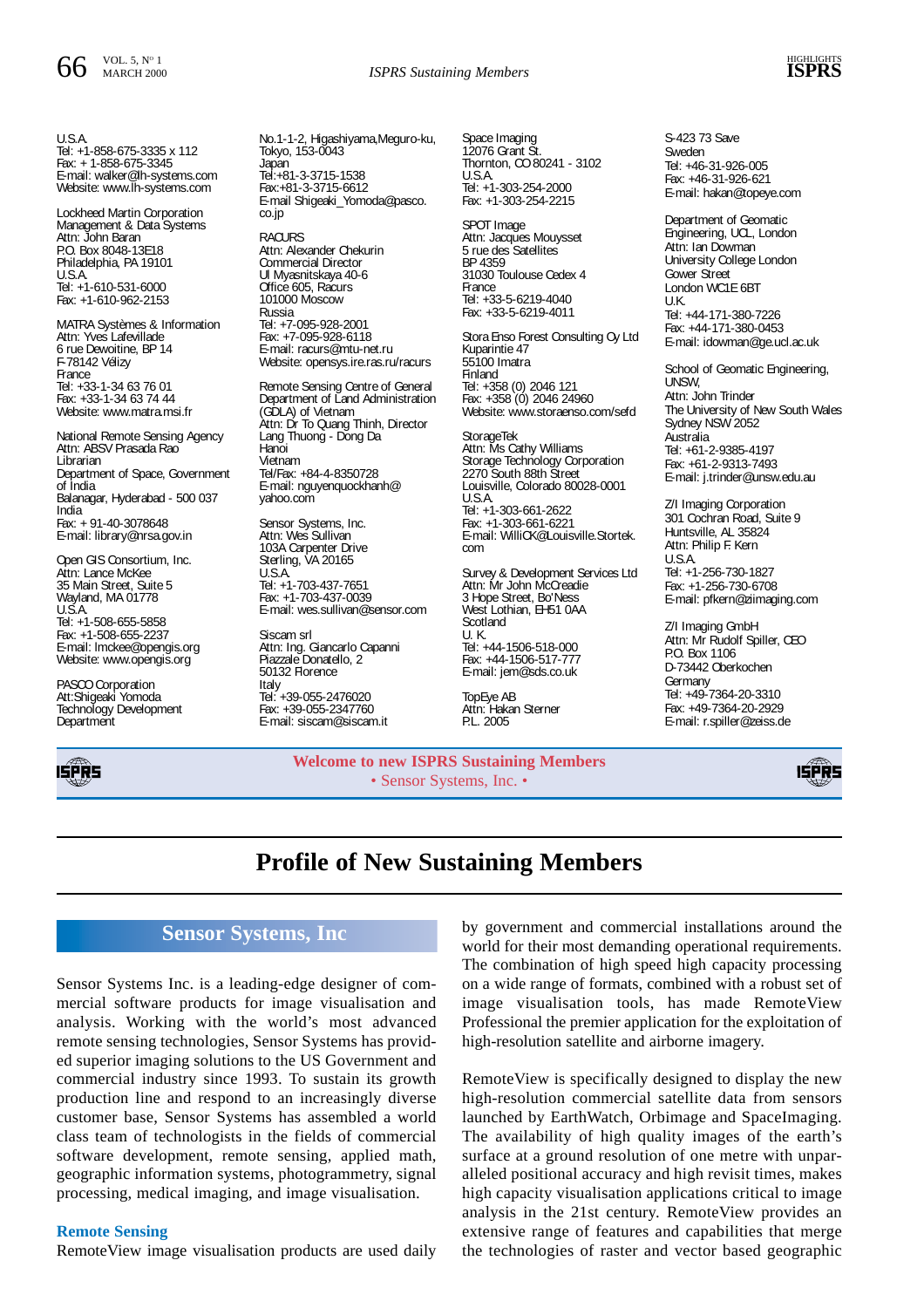U.S.A.
Tel: +1-858-675-3335 x 112
Fax: + 1-858-675-3345
E-mail: walker@lh-systems.com
Website: www.lh-systems.com

Lockheed Martin Corporation
Management & Data Systems
Attn: John Baran
P.O. Box 8048-13E18
Philadelphia, PA 19101
U.S.A.
Tel: +1-610-531-6000
Fax: +1-610-962-2153

MATRA Systèmes & Information
Attn: Yves Lafevillade
6 rue Dewoitine, BP 14
F-78142 Vélizy
France
Tel: +33-1-34 63 76 01
Fax: +33-1-34 63 74 44
Website: www.matra.msi.fr

National Remote Sensing Agency
Attn: ABSV Prasada Rao
Librarian
Department of Space, Government of India
Balanagar, Hyderabad - 500 037
India
Fax: + 91-40-3078648
E-mail: library@nrsa.gov.in

Open GIS Consortium, Inc.
Attn: Lance McKee
35 Main Street, Suite 5
Wayland, MA 01778
U.S.A.
Tel: +1-508-655-5858
Fax: +1-508-655-2237
E-mail: lmckee@opengis.org
Website: www.opengis.org

PASCO Corporation
Att:Shigeaki Yomoda
Technology Development Department
No.1-1-2, Higashiyama,Meguro-ku, Tokyo, 153-0043
Japan
Tel:+81-3-3715-1538
Fax:+81-3-3715-6612
E-mail Shigeaki_Yomoda@pasco.co.jp

RACURS
Attn: Alexander Chekurin
Commercial Director
Ul Myasnitskaya 40-6
Office 605, Racurs
101000 Moscow
Russia
Tel: +7-095-928-2001
Fax: +7-095-928-6118
E-mail: racurs@mtu-net.ru
Website: opensys.ire.ras.ru/racurs

Remote Sensing Centre of General Department of Land Administration (GDLA) of Vietnam
Attn: Dr To Quang Thinh, Director
Lang Thuong - Dong Da
Hanoi
Vietnam
Tel/Fax: +84-4-8350728
E-mail: nguyenquockhanh@yahoo.com

Sensor Systems, Inc.
Attn: Wes Sullivan
103A Carpenter Drive
Sterling, VA 20165
U.S.A.
Tel: +1-703-437-7651
Fax: +1-703-437-0039
E-mail: wes.sullivan@sensor.com

Siscam srl
Attn: Ing. Giancarlo Capanni
Piazzale Donatello, 2
50132 Florence
Italy
Tel: +39-055-2476020
Fax: +39-055-2347760
E-mail: siscam@siscam.it

Space Imaging
12076 Grant St.
Thornton, CO 80241 - 3102
U.S.A.
Tel: +1-303-254-2000
Fax: +1-303-254-2215

SPOT Image
Attn: Jacques Mouysset
5 rue des Satellites
BP 4359
31030 Toulouse Cedex 4
France
Tel: +33-5-6219-4040
Fax: +33-5-6219-4011

Stora Enso Forest Consulting Oy Ltd
Kuparintie 47
55100 Imatra
Finland
Tel: +358 (0) 2046 121
Fax: +358 (0) 2046 24960
Website: www.storaenso.com/sefd

StorageTek
Attn: Ms Cathy Williams
Storage Technology Corporation
2270 South 88th Street
Louisville, Colorado 80028-0001
U.S.A.
Tel: +1-303-661-2622
Fax: +1-303-661-6221
E-mail: WilliCK@Louisville.Stortek.com

Survey & Development Services Ltd
Attn: Mr John McCreadie
3 Hope Street, Bo'Ness
West Lothian, EH51 0AA
Scotland
U. K.
Tel: +44-1506-518-000
Fax: +44-1506-517-777
E-mail: jem@sds.co.uk

TopEye AB
Attn: Hakan Sterner
P.L. 2005
S-423 73 Save
Sweden
Tel: +46-31-926-005
Fax: +46-31-926-621
E-mail: hakan@topeye.com

Department of Geomatic Engineering, UCL, London
Attn: Ian Dowman
University College London
Gower Street
London WC1E 6BT
U.K.
Tel: +44-171-380-7226
Fax: +44-171-380-0453
E-mail: idowman@ge.ucl.ac.uk

School of Geomatic Engineering, UNSW,
Attn: John Trinder
The University of New South Wales
Sydney NSW 2052
Australia
Tel: +61-2-9385-4197
Fax: +61-2-9313-7493
E-mail: j.trinder@unsw.edu.au

Z/I Imaging Corporation
301 Cochran Road, Suite 9
Huntsville, AL 35824
Attn: Philip F. Kern
U.S.A.
Tel: +1-256-730-1827
Fax: +1-256-730-6708
E-mail: pfkern@ziimaging.com

Z/I Imaging GmbH
Attn: Mr Rudolf Spiller, CEO
P.O. Box 1106
D-73442 Oberkochen
Germany
Tel: +49-7364-20-3310
Fax: +49-7364-20-2929
E-mail: r.spiller@zeiss.de

**Welcome to new ISPRS Sustaining Members**
• Sensor Systems, Inc. •

# Profile of New Sustaining Members

## Sensor Systems, Inc

Sensor Systems Inc. is a leading-edge designer of commercial software products for image visualisation and analysis. Working with the world's most advanced remote sensing technologies, Sensor Systems has provided superior imaging solutions to the US Government and commercial industry since 1993. To sustain its growth production line and respond to an increasingly diverse customer base, Sensor Systems has assembled a world class team of technologists in the fields of commercial software development, remote sensing, applied math, geographic information systems, photogrammetry, signal processing, medical imaging, and image visualisation.

### Remote Sensing

RemoteView image visualisation products are used daily by government and commercial installations around the world for their most demanding operational requirements. The combination of high speed high capacity processing on a wide range of formats, combined with a robust set of image visualisation tools, has made RemoteView Professional the premier application for the exploitation of high-resolution satellite and airborne imagery.

RemoteView is specifically designed to display the new high-resolution commercial satellite data from sensors launched by EarthWatch, Orbimage and SpaceImaging. The availability of high quality images of the earth's surface at a ground resolution of one metre with unparalleled positional accuracy and high revisit times, makes high capacity visualisation applications critical to image analysis in the 21st century. RemoteView provides an extensive range of features and capabilities that merge the technologies of raster and vector based geographic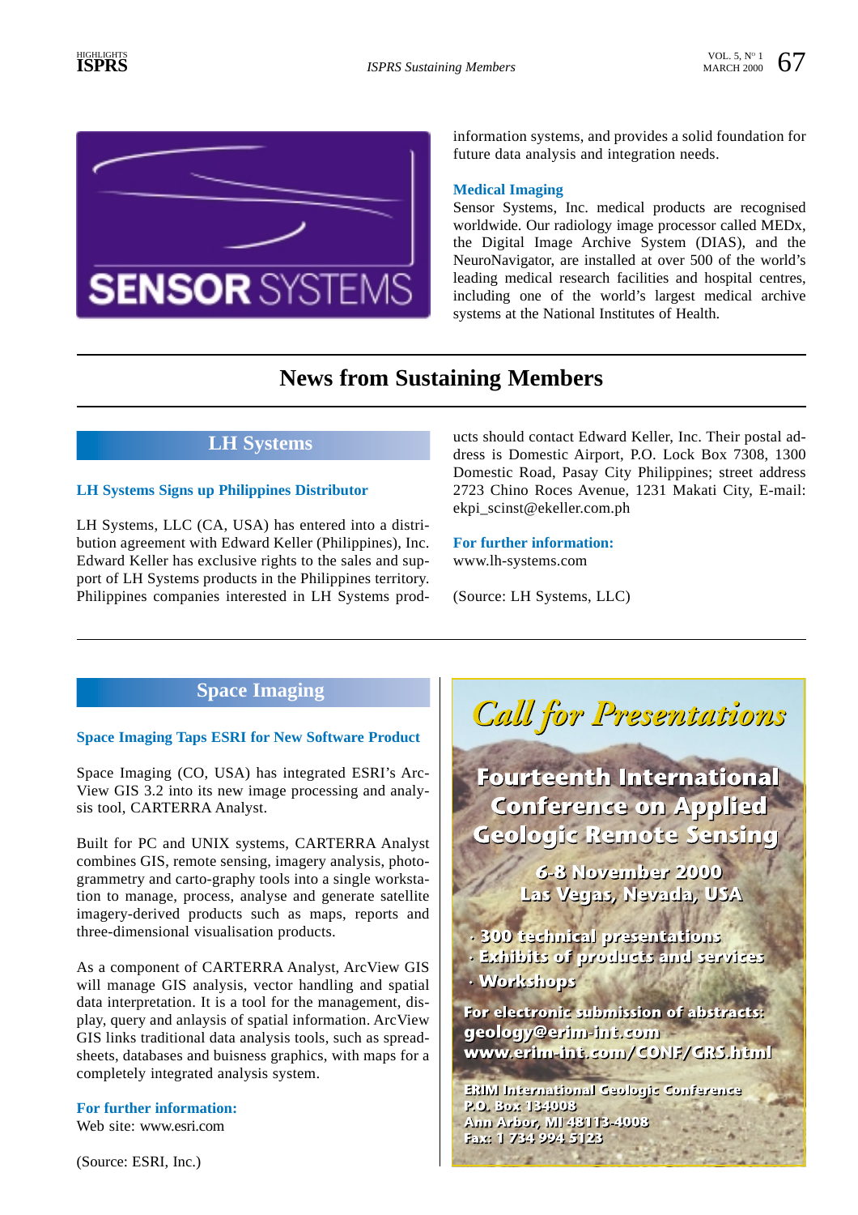SENSOR SYSTEMS

information systems, and provides a solid foundation for future data analysis and integration needs.

### Medical Imaging

Sensor Systems, Inc. medical products are recognised worldwide. Our radiology image processor called MEDx, the Digital Image Archive System (DIAS), and the NeuroNavigator, are installed at over 500 of the world's leading medical research facilities and hospital centres, including one of the world's largest medical archive systems at the National Institutes of Health.

# News from Sustaining Members

## LH Systems

### LH Systems Signs up Philippines Distributor

LH Systems, LLC (CA, USA) has entered into a distribution agreement with Edward Keller (Philippines), Inc. Edward Keller has exclusive rights to the sales and support of LH Systems products in the Philippines territory. Philippines companies interested in LH Systems products should contact Edward Keller, Inc. Their postal address is Domestic Airport, P.O. Lock Box 7308, 1300 Domestic Road, Pasay City Philippines; street address 2723 Chino Roces Avenue, 1231 Makati City, E-mail: ekpi_scinst@ekeller.com.ph

**For further information:**
www.lh-systems.com

(Source: LH Systems, LLC)

## Space Imaging

### Space Imaging Taps ESRI for New Software Product

Space Imaging (CO, USA) has integrated ESRI's ArcView GIS 3.2 into its new image processing and analysis tool, CARTERRA Analyst.

Built for PC and UNIX systems, CARTERRA Analyst combines GIS, remote sensing, imagery analysis, photogrammetry and carto-graphy tools into a single workstation to manage, process, analyse and generate satellite imagery-derived products such as maps, reports and three-dimensional visualisation products.

As a component of CARTERRA Analyst, ArcView GIS will manage GIS analysis, vector handling and spatial data interpretation. It is a tool for the management, display, query and anlaysis of spatial information. ArcView GIS links traditional data analysis tools, such as spreadsheets, databases and buisness graphics, with maps for a completely integrated analysis system.

**For further information:**
Web site: www.esri.com

(Source: ESRI, Inc.)

*Call for Presentations*

**Fourteenth International Conference on Applied Geologic Remote Sensing**

**6-8 November 2000**
**Las Vegas, Nevada, USA**

- 300 technical presentations
- Exhibits of products and services
- Workshops

For electronic submission of abstracts:
geology@erim-int.com
www.erim-int.com/CONF/GRS.html

ERIM International Geologic Conference
P.O. Box 134008
Ann Arbor, MI 48113-4008
Fax: 1 734 994 5123